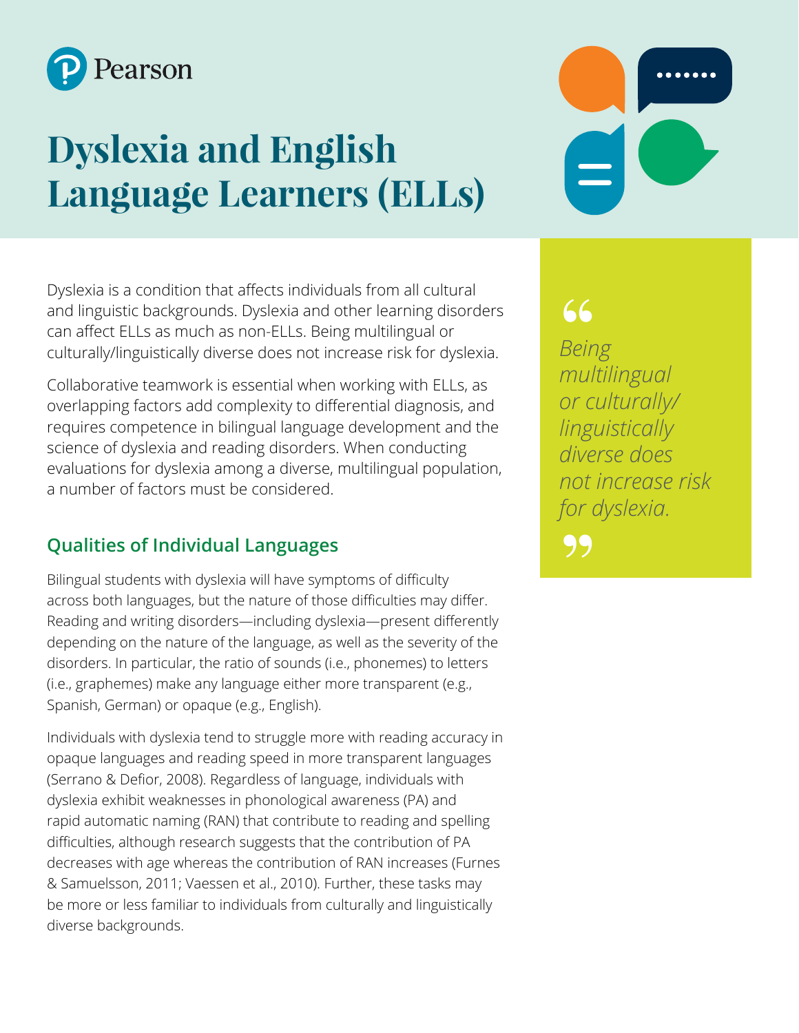Pearson

# Dyslexia and English Language Learners (ELLs)

Dyslexia is a condition that affects individuals from all cultural and linguistic backgrounds. Dyslexia and other learning disorders can affect ELLs as much as non-ELLs. Being multilingual or culturally/linguistically diverse does not increase risk for dyslexia.

Collaborative teamwork is essential when working with ELLs, as overlapping factors add complexity to differential diagnosis, and requires competence in bilingual language development and the science of dyslexia and reading disorders. When conducting evaluations for dyslexia among a diverse, multilingual population, a number of factors must be considered.

> *"Being multilingual or culturally/linguistically diverse does not increase risk for dyslexia."*

## Qualities of Individual Languages

Bilingual students with dyslexia will have symptoms of difficulty across both languages, but the nature of those difficulties may differ. Reading and writing disorders—including dyslexia—present differently depending on the nature of the language, as well as the severity of the disorders. In particular, the ratio of sounds (i.e., phonemes) to letters (i.e., graphemes) make any language either more transparent (e.g., Spanish, German) or opaque (e.g., English).

Individuals with dyslexia tend to struggle more with reading accuracy in opaque languages and reading speed in more transparent languages (Serrano & Defior, 2008). Regardless of language, individuals with dyslexia exhibit weaknesses in phonological awareness (PA) and rapid automatic naming (RAN) that contribute to reading and spelling difficulties, although research suggests that the contribution of PA decreases with age whereas the contribution of RAN increases (Furnes & Samuelsson, 2011; Vaessen et al., 2010). Further, these tasks may be more or less familiar to individuals from culturally and linguistically diverse backgrounds.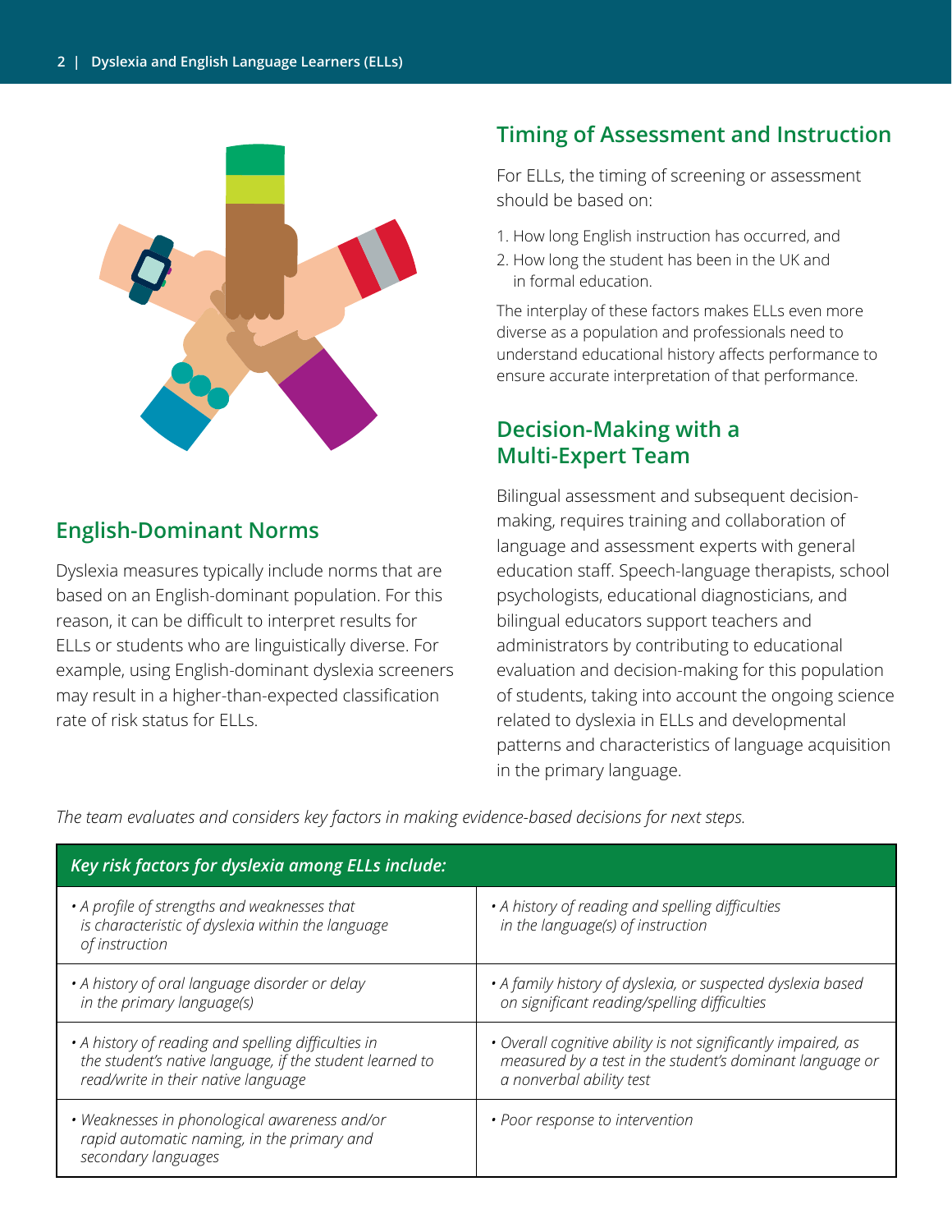## English-Dominant Norms

Dyslexia measures typically include norms that are based on an English-dominant population. For this reason, it can be difficult to interpret results for ELLs or students who are linguistically diverse. For example, using English-dominant dyslexia screeners may result in a higher-than-expected classification rate of risk status for ELLs.

## Timing of Assessment and Instruction

For ELLs, the timing of screening or assessment should be based on:

1. How long English instruction has occurred, and
2. How long the student has been in the UK and in formal education.

The interplay of these factors makes ELLs even more diverse as a population and professionals need to understand educational history affects performance to ensure accurate interpretation of that performance.

## Decision-Making with a Multi-Expert Team

Bilingual assessment and subsequent decision-making, requires training and collaboration of language and assessment experts with general education staff. Speech-language therapists, school psychologists, educational diagnosticians, and bilingual educators support teachers and administrators by contributing to educational evaluation and decision-making for this population of students, taking into account the ongoing science related to dyslexia in ELLs and developmental patterns and characteristics of language acquisition in the primary language.

*The team evaluates and considers key factors in making evidence-based decisions for next steps.*

| *Key risk factors for dyslexia among ELLs include:* | |
|---|---|
| • *A profile of strengths and weaknesses that is characteristic of dyslexia within the language of instruction* | • *A history of reading and spelling difficulties in the language(s) of instruction* |
| • *A history of oral language disorder or delay in the primary language(s)* | • *A family history of dyslexia, or suspected dyslexia based on significant reading/spelling difficulties* |
| • *A history of reading and spelling difficulties in the student's native language, if the student learned to read/write in their native language* | • *Overall cognitive ability is not significantly impaired, as measured by a test in the student's dominant language or a nonverbal ability test* |
| • *Weaknesses in phonological awareness and/or rapid automatic naming, in the primary and secondary languages* | • *Poor response to intervention* |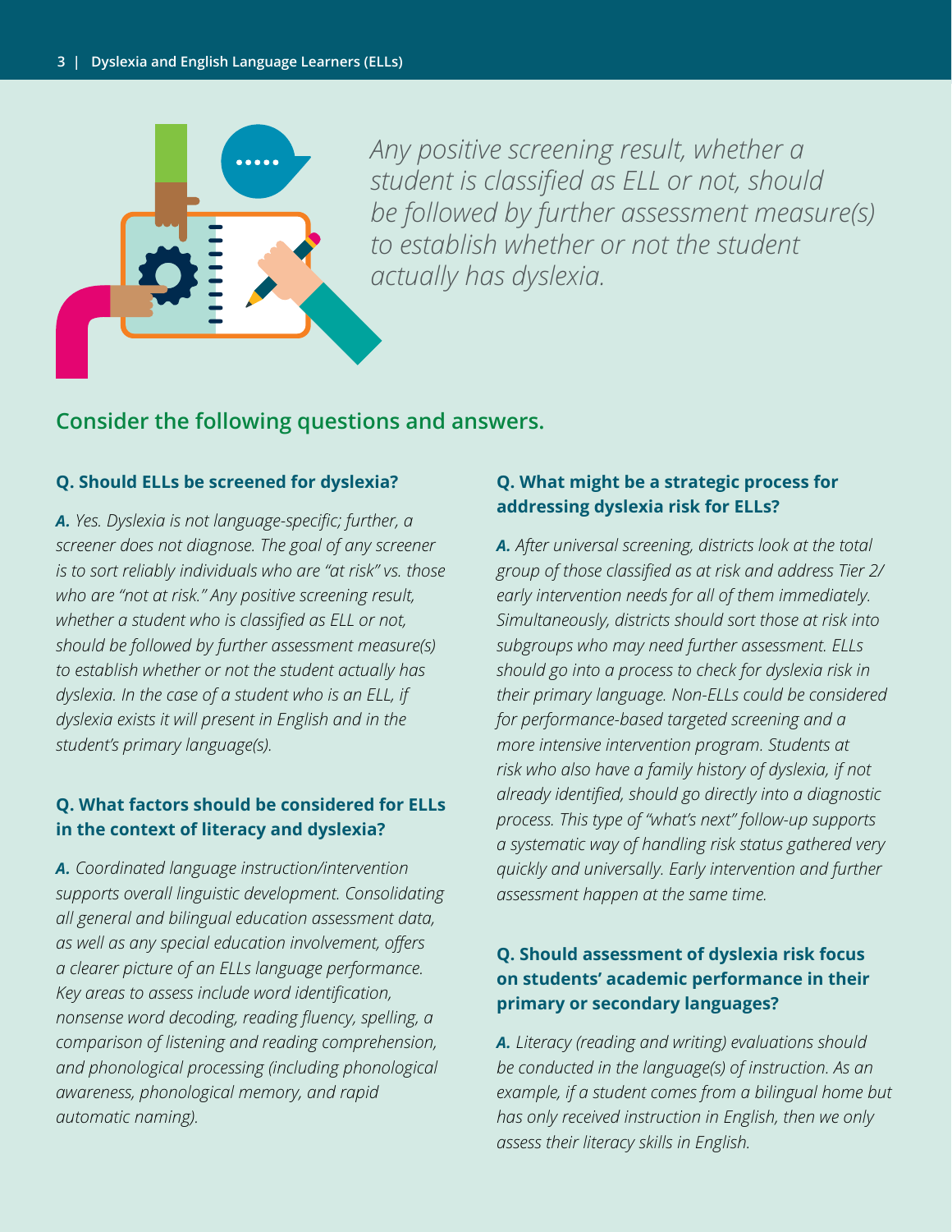*Any positive screening result, whether a student is classified as ELL or not, should be followed by further assessment measure(s) to establish whether or not the student actually has dyslexia.*

## Consider the following questions and answers.

### Q. Should ELLs be screened for dyslexia?

***A.*** *Yes. Dyslexia is not language-specific; further, a screener does not diagnose. The goal of any screener is to sort reliably individuals who are "at risk" vs. those who are "not at risk." Any positive screening result, whether a student who is classified as ELL or not, should be followed by further assessment measure(s) to establish whether or not the student actually has dyslexia. In the case of a student who is an ELL, if dyslexia exists it will present in English and in the student's primary language(s).*

### Q. What factors should be considered for ELLs in the context of literacy and dyslexia?

***A.*** *Coordinated language instruction/intervention supports overall linguistic development. Consolidating all general and bilingual education assessment data, as well as any special education involvement, offers a clearer picture of an ELLs language performance. Key areas to assess include word identification, nonsense word decoding, reading fluency, spelling, a comparison of listening and reading comprehension, and phonological processing (including phonological awareness, phonological memory, and rapid automatic naming).*

### Q. What might be a strategic process for addressing dyslexia risk for ELLs?

***A.*** *After universal screening, districts look at the total group of those classified as at risk and address Tier 2/ early intervention needs for all of them immediately. Simultaneously, districts should sort those at risk into subgroups who may need further assessment. ELLs should go into a process to check for dyslexia risk in their primary language. Non-ELLs could be considered for performance-based targeted screening and a more intensive intervention program. Students at risk who also have a family history of dyslexia, if not already identified, should go directly into a diagnostic process. This type of "what's next" follow-up supports a systematic way of handling risk status gathered very quickly and universally. Early intervention and further assessment happen at the same time.*

### Q. Should assessment of dyslexia risk focus on students' academic performance in their primary or secondary languages?

***A.*** *Literacy (reading and writing) evaluations should be conducted in the language(s) of instruction. As an example, if a student comes from a bilingual home but has only received instruction in English, then we only assess their literacy skills in English.*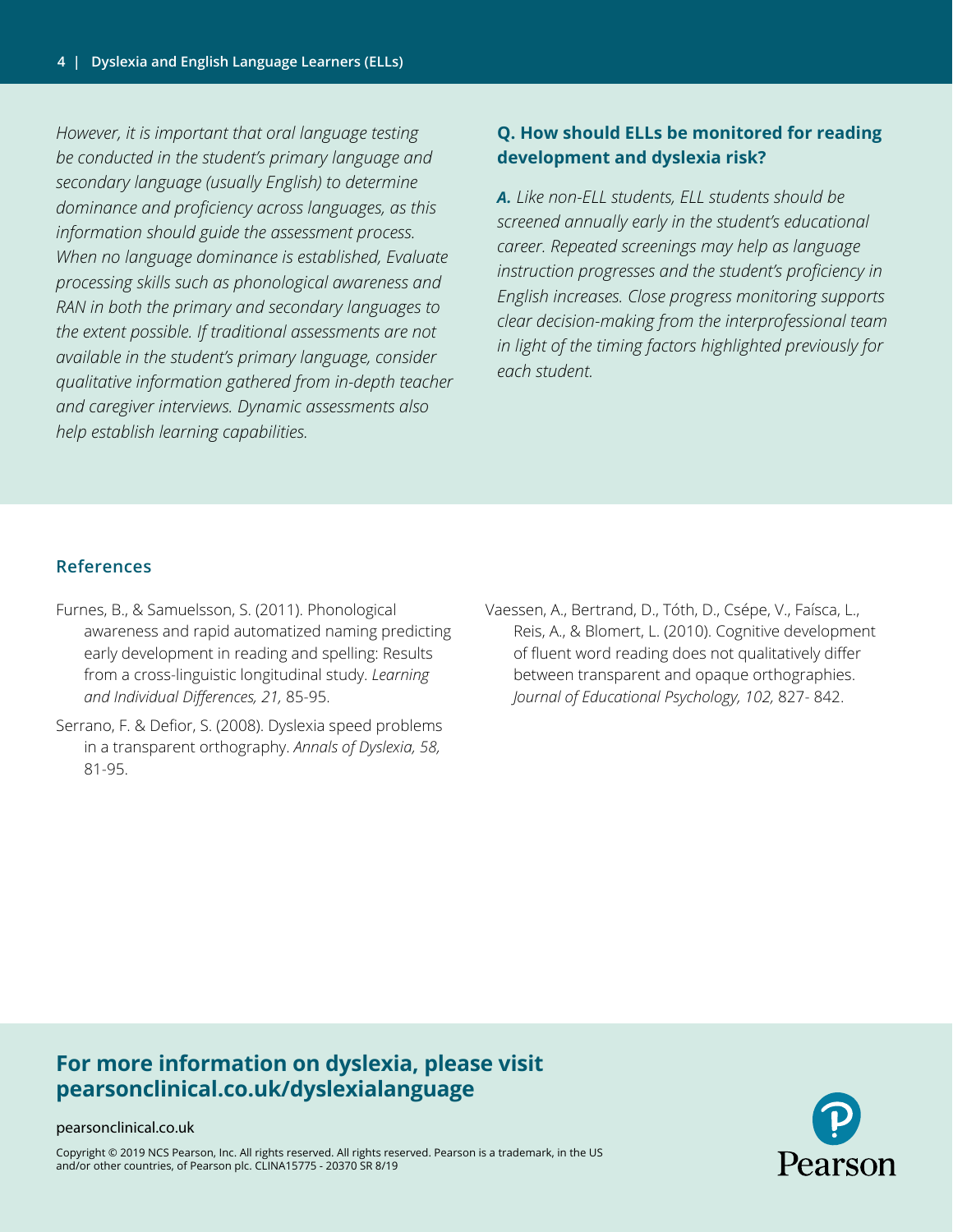*However, it is important that oral language testing be conducted in the student's primary language and secondary language (usually English) to determine dominance and proficiency across languages, as this information should guide the assessment process. When no language dominance is established, Evaluate processing skills such as phonological awareness and RAN in both the primary and secondary languages to the extent possible. If traditional assessments are not available in the student's primary language, consider qualitative information gathered from in-depth teacher and caregiver interviews. Dynamic assessments also help establish learning capabilities.*

### Q. How should ELLs be monitored for reading development and dyslexia risk?

***A.*** *Like non-ELL students, ELL students should be screened annually early in the student's educational career. Repeated screenings may help as language instruction progresses and the student's proficiency in English increases. Close progress monitoring supports clear decision-making from the interprofessional team in light of the timing factors highlighted previously for each student.*

## References

Furnes, B., & Samuelsson, S. (2011). Phonological awareness and rapid automatized naming predicting early development in reading and spelling: Results from a cross-linguistic longitudinal study. *Learning and Individual Differences, 21,* 85-95.

Serrano, F. & Defior, S. (2008). Dyslexia speed problems in a transparent orthography. *Annals of Dyslexia, 58,* 81-95.

Vaessen, A., Bertrand, D., Tóth, D., Csépe, V., Faísca, L., Reis, A., & Blomert, L. (2010). Cognitive development of fluent word reading does not qualitatively differ between transparent and opaque orthographies. *Journal of Educational Psychology, 102,* 827- 842.

## For more information on dyslexia, please visit pearsonclinical.co.uk/dyslexialanguage

pearsonclinical.co.uk

Copyright © 2019 NCS Pearson, Inc. All rights reserved. All rights reserved. Pearson is a trademark, in the US and/or other countries, of Pearson plc. CLINA15775 - 20370 SR 8/19